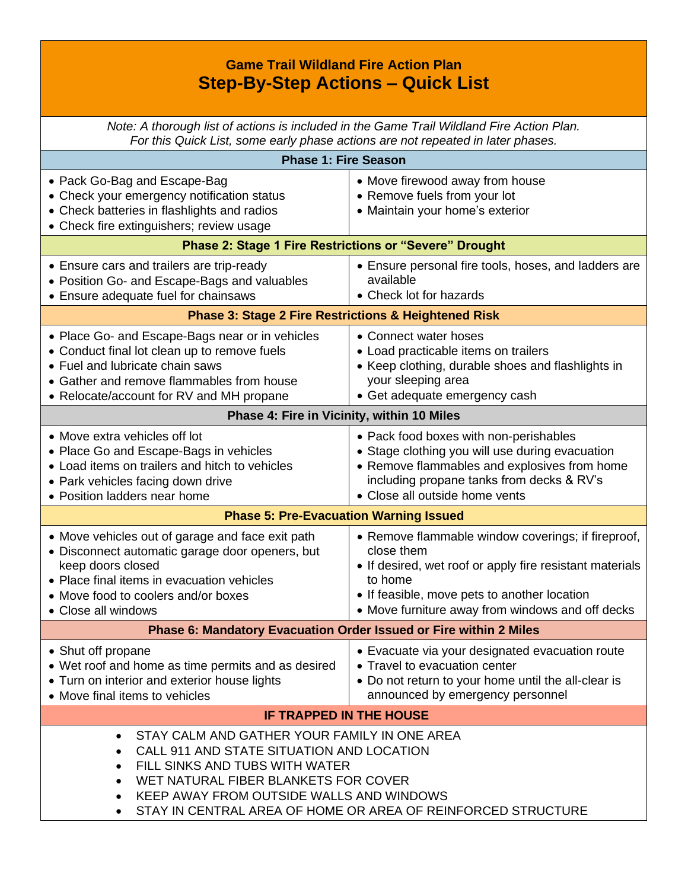# Game Trail Wildland Fire Action Plan

## Step-By-Step Actions – Quick List

*Note: A thorough list of actions is included in the Game Trail Wildland Fire Action Plan. For this Quick List, some early phase actions are not repeated in later phases.*

### Phase 1: Fire Season

- Pack Go-Bag and Escape-Bag
- Check your emergency notification status
- Check batteries in flashlights and radios
- Check fire extinguishers; review usage
- Move firewood away from house
- Remove fuels from your lot
- Maintain your home's exterior

### Phase 2: Stage 1 Fire Restrictions or "Severe" Drought

- Ensure cars and trailers are trip-ready
- Position Go- and Escape-Bags and valuables
- Ensure adequate fuel for chainsaws
- Ensure personal fire tools, hoses, and ladders are available
- Check lot for hazards

### Phase 3: Stage 2 Fire Restrictions & Heightened Risk

- Place Go- and Escape-Bags near or in vehicles
- Conduct final lot clean up to remove fuels
- Fuel and lubricate chain saws
- Gather and remove flammables from house
- Relocate/account for RV and MH propane
- Connect water hoses
- Load practicable items on trailers
- Keep clothing, durable shoes and flashlights in your sleeping area
- Get adequate emergency cash

### Phase 4: Fire in Vicinity, within 10 Miles

- Move extra vehicles off lot
- Place Go and Escape-Bags in vehicles
- Load items on trailers and hitch to vehicles
- Park vehicles facing down drive
- Position ladders near home
- Pack food boxes with non-perishables
- Stage clothing you will use during evacuation
- Remove flammables and explosives from home including propane tanks from decks & RV's
- Close all outside home vents

### Phase 5: Pre-Evacuation Warning Issued

- Move vehicles out of garage and face exit path
- Disconnect automatic garage door openers, but keep doors closed
- Place final items in evacuation vehicles
- Move food to coolers and/or boxes
- Close all windows
- Remove flammable window coverings; if fireproof, close them
- If desired, wet roof or apply fire resistant materials to home
- If feasible, move pets to another location
- Move furniture away from windows and off decks

### Phase 6: Mandatory Evacuation Order Issued or Fire within 2 Miles

- Shut off propane
- Wet roof and home as time permits and as desired
- Turn on interior and exterior house lights
- Move final items to vehicles
- Evacuate via your designated evacuation route
- Travel to evacuation center
- Do not return to your home until the all-clear is announced by emergency personnel

### IF TRAPPED IN THE HOUSE

- STAY CALM AND GATHER YOUR FAMILY IN ONE AREA
- CALL 911 AND STATE SITUATION AND LOCATION
- FILL SINKS AND TUBS WITH WATER
- WET NATURAL FIBER BLANKETS FOR COVER
- KEEP AWAY FROM OUTSIDE WALLS AND WINDOWS
- STAY IN CENTRAL AREA OF HOME OR AREA OF REINFORCED STRUCTURE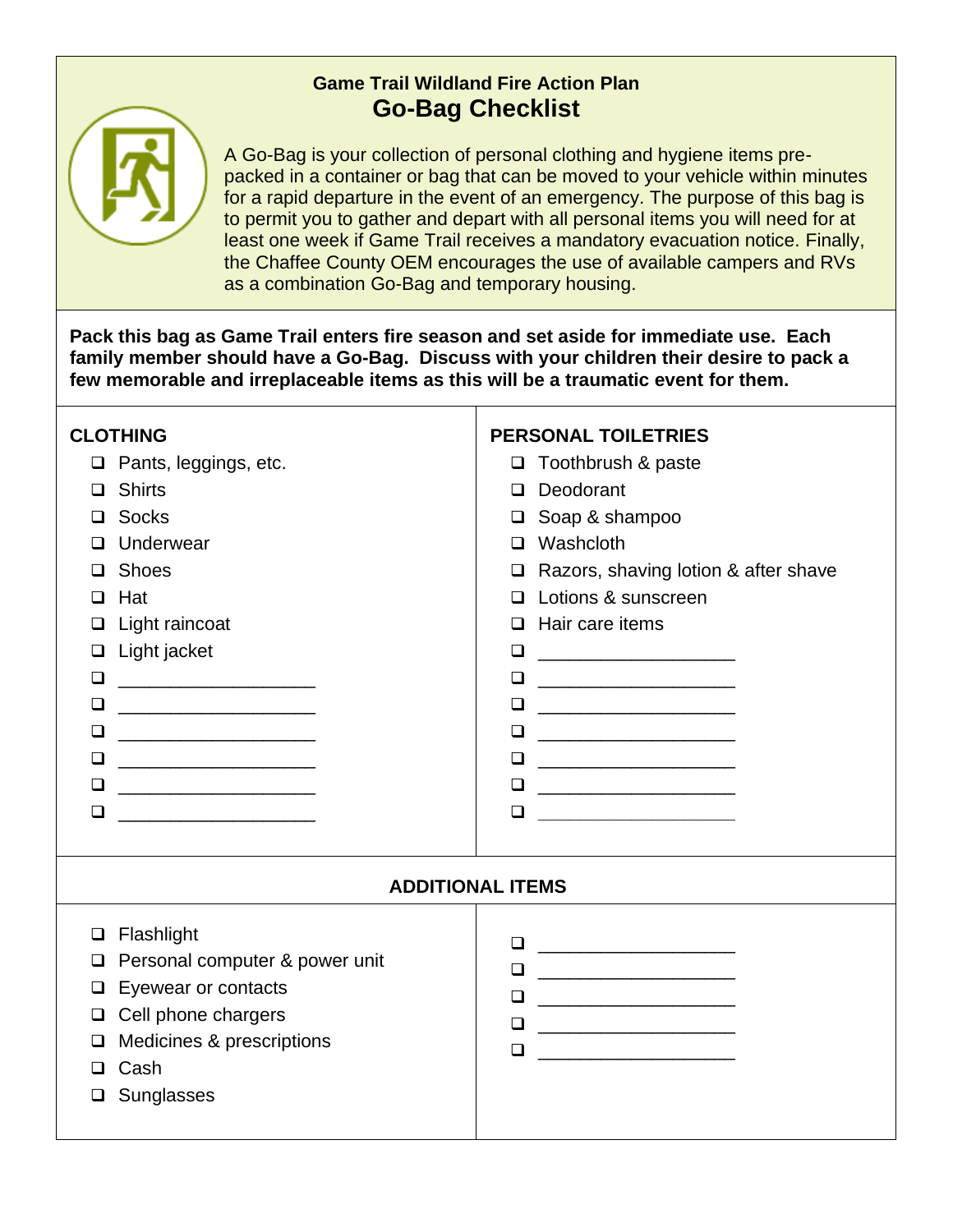### Game Trail Wildland Fire Action Plan

## Go-Bag Checklist

A Go-Bag is your collection of personal clothing and hygiene items pre-packed in a container or bag that can be moved to your vehicle within minutes for a rapid departure in the event of an emergency. The purpose of this bag is to permit you to gather and depart with all personal items you will need for at least one week if Game Trail receives a mandatory evacuation notice. Finally, the Chaffee County OEM encourages the use of available campers and RVs as a combination Go-Bag and temporary housing.

**Pack this bag as Game Trail enters fire season and set aside for immediate use. Each family member should have a Go-Bag. Discuss with your children their desire to pack a few memorable and irreplaceable items as this will be a traumatic event for them.**

### CLOTHING

- ❑ Pants, leggings, etc.
- ❑ Shirts
- ❑ Socks
- ❑ Underwear
- ❑ Shoes
- ❑ Hat
- ❑ Light raincoat
- ❑ Light jacket
- ❑ ___________________
- ❑ ___________________
- ❑ ___________________
- ❑ ___________________
- ❑ ___________________
- ❑ ___________________

### PERSONAL TOILETRIES

- ❑ Toothbrush & paste
- ❑ Deodorant
- ❑ Soap & shampoo
- ❑ Washcloth
- ❑ Razors, shaving lotion & after shave
- ❑ Lotions & sunscreen
- ❑ Hair care items
- ❑ ___________________
- ❑ ___________________
- ❑ ___________________
- ❑ ___________________
- ❑ ___________________
- ❑ ___________________
- ❑ ___________________

### ADDITIONAL ITEMS

- ❑ Flashlight
- ❑ Personal computer & power unit
- ❑ Eyewear or contacts
- ❑ Cell phone chargers
- ❑ Medicines & prescriptions
- ❑ Cash
- ❑ Sunglasses
- ❑ ___________________
- ❑ ___________________
- ❑ ___________________
- ❑ ___________________
- ❑ ___________________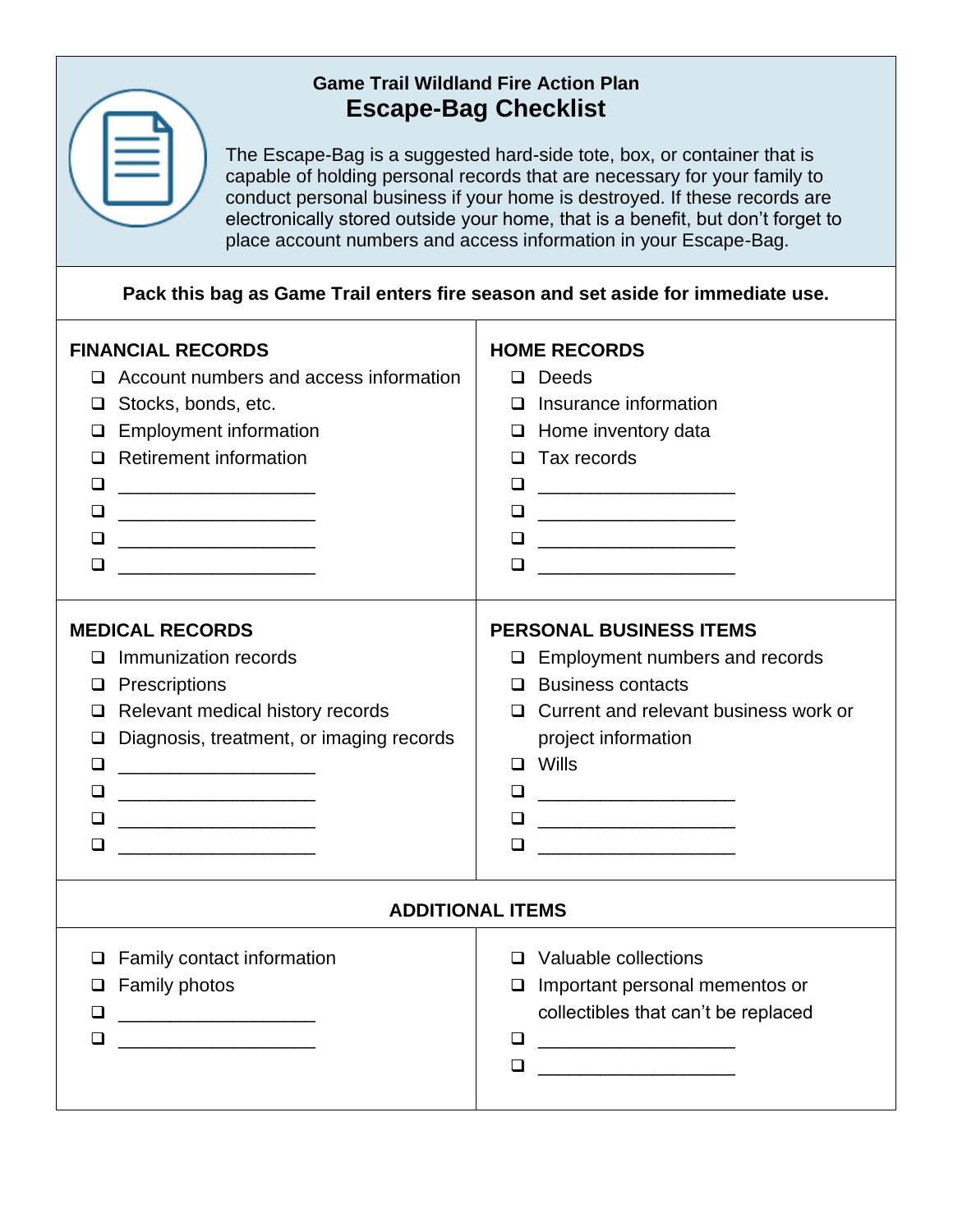# Game Trail Wildland Fire Action Plan

## Escape-Bag Checklist

The Escape-Bag is a suggested hard-side tote, box, or container that is capable of holding personal records that are necessary for your family to conduct personal business if your home is destroyed. If these records are electronically stored outside your home, that is a benefit, but don't forget to place account numbers and access information in your Escape-Bag.

**Pack this bag as Game Trail enters fire season and set aside for immediate use.**

### FINANCIAL RECORDS

- [ ] Account numbers and access information
- [ ] Stocks, bonds, etc.
- [ ] Employment information
- [ ] Retirement information
- [ ] ____________________
- [ ] ____________________
- [ ] ____________________
- [ ] ____________________

### HOME RECORDS

- [ ] Deeds
- [ ] Insurance information
- [ ] Home inventory data
- [ ] Tax records
- [ ] ____________________
- [ ] ____________________
- [ ] ____________________
- [ ] ____________________

### MEDICAL RECORDS

- [ ] Immunization records
- [ ] Prescriptions
- [ ] Relevant medical history records
- [ ] Diagnosis, treatment, or imaging records
- [ ] ____________________
- [ ] ____________________
- [ ] ____________________
- [ ] ____________________

### PERSONAL BUSINESS ITEMS

- [ ] Employment numbers and records
- [ ] Business contacts
- [ ] Current and relevant business work or project information
- [ ] Wills
- [ ] ____________________
- [ ] ____________________
- [ ] ____________________

### ADDITIONAL ITEMS

- [ ] Family contact information
- [ ] Family photos
- [ ] ____________________
- [ ] ____________________
- [ ] Valuable collections
- [ ] Important personal mementos or collectibles that can't be replaced
- [ ] ____________________
- [ ] ____________________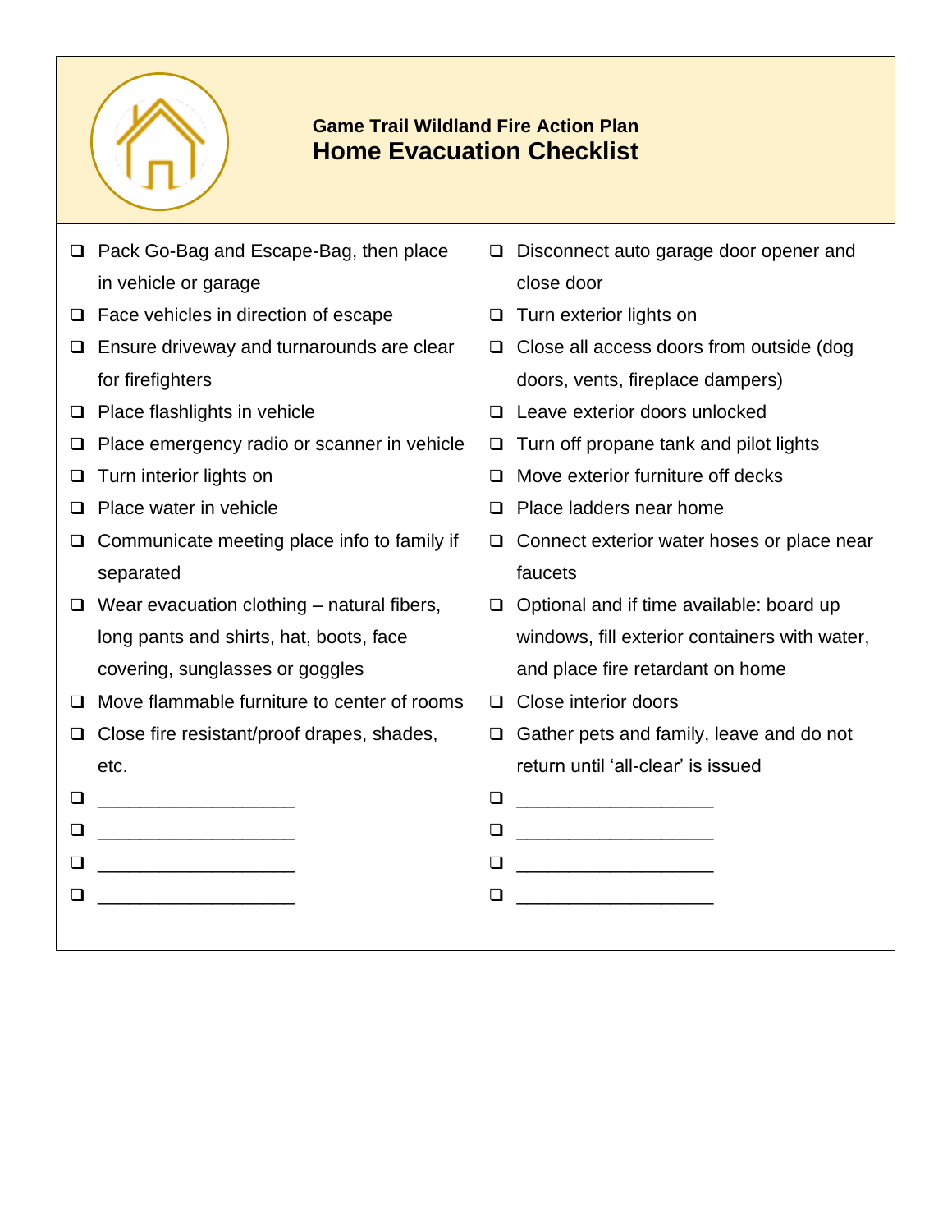**Game Trail Wildland Fire Action Plan**

# Home Evacuation Checklist

- ❑ Pack Go-Bag and Escape-Bag, then place in vehicle or garage
- ❑ Face vehicles in direction of escape
- ❑ Ensure driveway and turnarounds are clear for firefighters
- ❑ Place flashlights in vehicle
- ❑ Place emergency radio or scanner in vehicle
- ❑ Turn interior lights on
- ❑ Place water in vehicle
- ❑ Communicate meeting place info to family if separated
- ❑ Wear evacuation clothing – natural fibers, long pants and shirts, hat, boots, face covering, sunglasses or goggles
- ❑ Move flammable furniture to center of rooms
- ❑ Close fire resistant/proof drapes, shades, etc.
- ❑ ____________________
- ❑ ____________________
- ❑ ____________________
- ❑ ____________________
- ❑ Disconnect auto garage door opener and close door
- ❑ Turn exterior lights on
- ❑ Close all access doors from outside (dog doors, vents, fireplace dampers)
- ❑ Leave exterior doors unlocked
- ❑ Turn off propane tank and pilot lights
- ❑ Move exterior furniture off decks
- ❑ Place ladders near home
- ❑ Connect exterior water hoses or place near faucets
- ❑ Optional and if time available: board up windows, fill exterior containers with water, and place fire retardant on home
- ❑ Close interior doors
- ❑ Gather pets and family, leave and do not return until 'all-clear' is issued
- ❑ ____________________
- ❑ ____________________
- ❑ ____________________
- ❑ ____________________